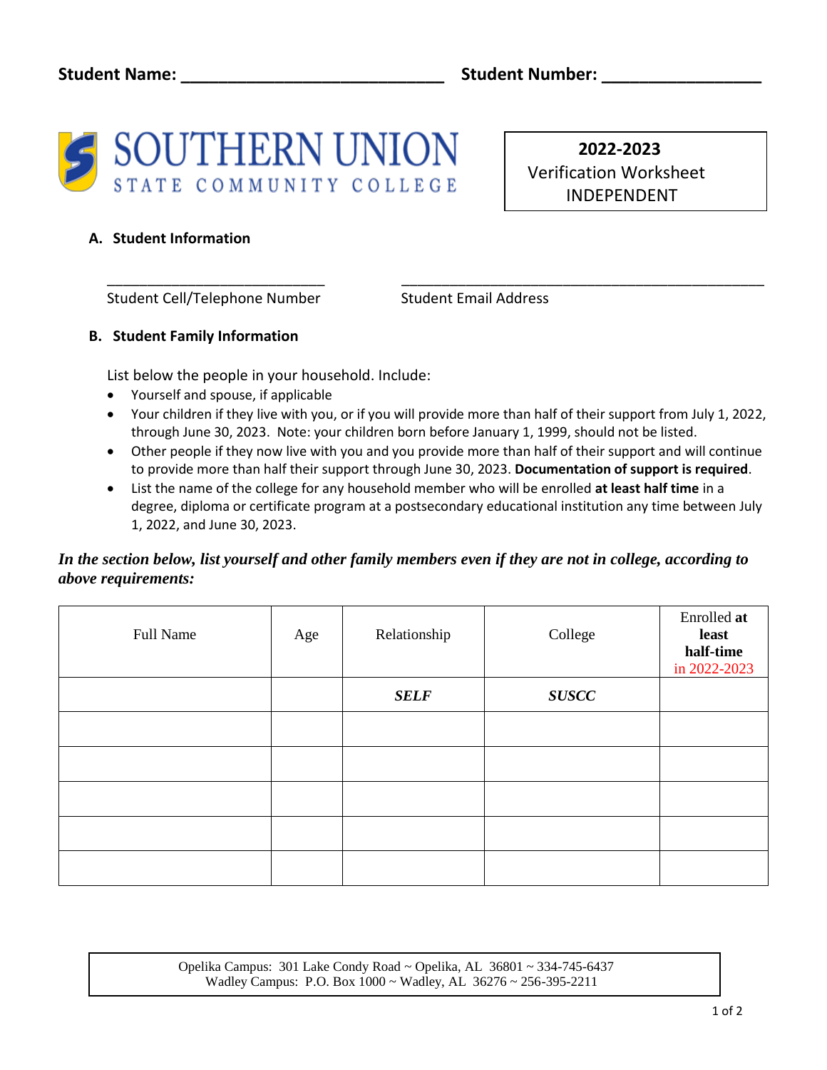**Student Name:** ____________________________ **Student Number:** _________________

SOUTHERN UNION STATE COMMUNITY COLLEGE

**2022-2023**
Verification Worksheet
INDEPENDENT

## A. Student Information

___________________________ Student Cell/Telephone Number

_____________________________________________ Student Email Address

## B. Student Family Information

List below the people in your household. Include:

- Yourself and spouse, if applicable
- Your children if they live with you, or if you will provide more than half of their support from July 1, 2022, through June 30, 2023. Note: your children born before January 1, 1999, should not be listed.
- Other people if they now live with you and you provide more than half of their support and will continue to provide more than half their support through June 30, 2023. **Documentation of support is required**.
- List the name of the college for any household member who will be enrolled **at least half time** in a degree, diploma or certificate program at a postsecondary educational institution any time between July 1, 2022, and June 30, 2023.

***In the section below, list yourself and other family members even if they are not in college, according to above requirements:***

| Full Name | Age | Relationship | College | Enrolled **at least half-time** in 2022-2023 |
|---|---|---|---|---|
| | | ***SELF*** | ***SUSCC*** | |
| | | | | |
| | | | | |
| | | | | |
| | | | | |
| | | | | |

Opelika Campus: 301 Lake Condy Road ~ Opelika, AL 36801 ~ 334-745-6437
Wadley Campus: P.O. Box 1000 ~ Wadley, AL 36276 ~ 256-395-2211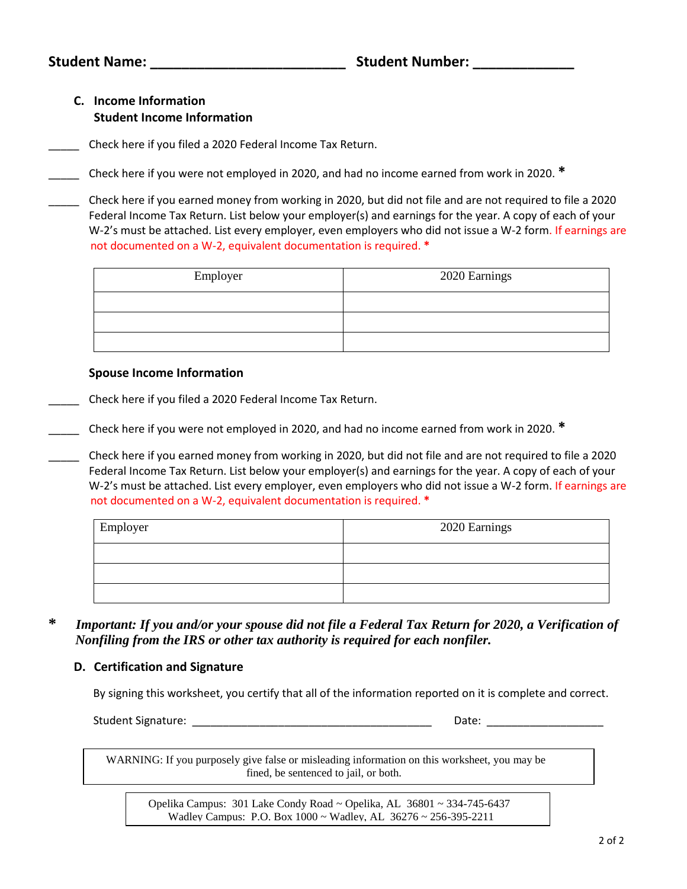**Student Name: _________________________ Student Number: _____________**

### C. Income Information

### Student Income Information

_____ Check here if you filed a 2020 Federal Income Tax Return.

_____ Check here if you were not employed in 2020, and had no income earned from work in 2020. *

_____ Check here if you earned money from working in 2020, but did not file and are not required to file a 2020 Federal Income Tax Return. List below your employer(s) and earnings for the year. A copy of each of your W-2's must be attached. List every employer, even employers who did not issue a W-2 form. If earnings are not documented on a W-2, equivalent documentation is required. *

| Employer | 2020 Earnings |
|---|---|
| | |
| | |
| | |

### Spouse Income Information

_____ Check here if you filed a 2020 Federal Income Tax Return.

_____ Check here if you were not employed in 2020, and had no income earned from work in 2020. *

_____ Check here if you earned money from working in 2020, but did not file and are not required to file a 2020 Federal Income Tax Return. List below your employer(s) and earnings for the year. A copy of each of your W-2's must be attached. List every employer, even employers who did not issue a W-2 form. If earnings are not documented on a W-2, equivalent documentation is required. *

| Employer | 2020 Earnings |
|---|---|
| | |
| | |
| | |

\* ***Important: If you and/or your spouse did not file a Federal Tax Return for 2020, a Verification of Nonfiling from the IRS or other tax authority is required for each nonfiler.***

### D. Certification and Signature

By signing this worksheet, you certify that all of the information reported on it is complete and correct.

Student Signature: ________________________________________ Date: ___________________

WARNING: If you purposely give false or misleading information on this worksheet, you may be fined, be sentenced to jail, or both.

Opelika Campus: 301 Lake Condy Road ~ Opelika, AL 36801 ~ 334-745-6437
Wadley Campus: P.O. Box 1000 ~ Wadley, AL 36276 ~ 256-395-2211